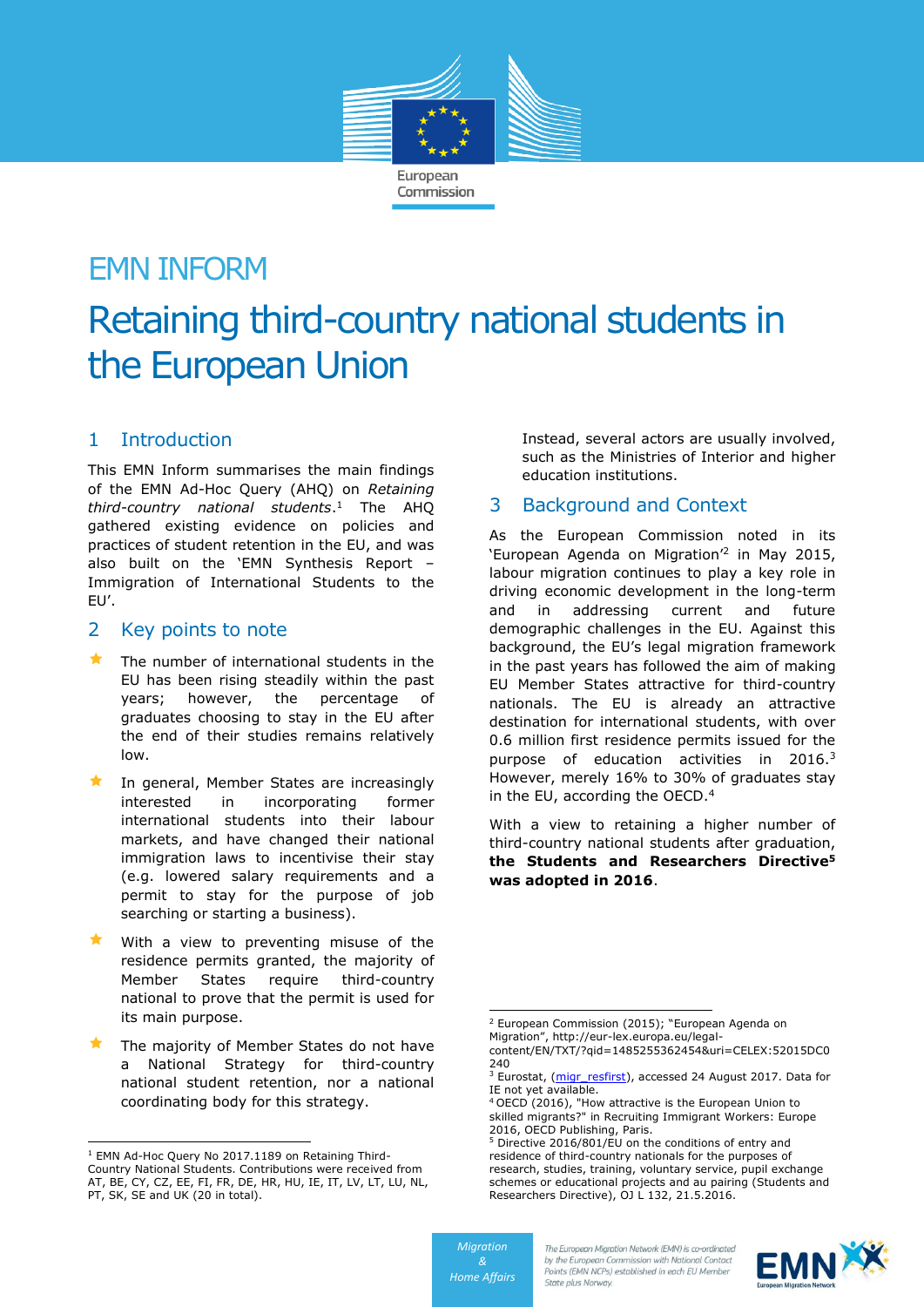# EMN INFORM

# Retaining third-country national students in the European Union

## 1 Introduction

This EMN Inform summarises the main findings of the EMN Ad-Hoc Query (AHQ) on *Retaining third-country national students*.[1] The AHQ gathered existing evidence on policies and practices of student retention in the EU, and was also built on the 'EMN Synthesis Report – Immigration of International Students to the EU'.

## 2 Key points to note

- The number of international students in the EU has been rising steadily within the past years; however, the percentage of graduates choosing to stay in the EU after the end of their studies remains relatively low.
- In general, Member States are increasingly interested in incorporating former international students into their labour markets, and have changed their national immigration laws to incentivise their stay (e.g. lowered salary requirements and a permit to stay for the purpose of job searching or starting a business).
- With a view to preventing misuse of the residence permits granted, the majority of Member States require third-country national to prove that the permit is used for its main purpose.
- The majority of Member States do not have a National Strategy for third-country national student retention, nor a national coordinating body for this strategy. Instead, several actors are usually involved, such as the Ministries of Interior and higher education institutions.

## 3 Background and Context

As the European Commission noted in its 'European Agenda on Migration'[2] in May 2015, labour migration continues to play a key role in driving economic development in the long-term and in addressing current and future demographic challenges in the EU. Against this background, the EU's legal migration framework in the past years has followed the aim of making EU Member States attractive for third-country nationals. The EU is already an attractive destination for international students, with over 0.6 million first residence permits issued for the purpose of education activities in 2016.[3] However, merely 16% to 30% of graduates stay in the EU, according the OECD.[4]

With a view to retaining a higher number of third-country national students after graduation, **the Students and Researchers Directive[5] was adopted in 2016**.

---

[1] EMN Ad-Hoc Query No 2017.1189 on Retaining Third-Country National Students. Contributions were received from AT, BE, CY, CZ, EE, FI, FR, DE, HR, HU, IE, IT, LV, LT, LU, NL, PT, SK, SE and UK (20 in total).

[2] European Commission (2015); "European Agenda on Migration", http://eur-lex.europa.eu/legal-content/EN/TXT/?qid=1485255362454&uri=CELEX:52015DC0240

[3] Eurostat, (migr_resfirst), accessed 24 August 2017. Data for IE not yet available.

[4] OECD (2016), "How attractive is the European Union to skilled migrants?" in Recruiting Immigrant Workers: Europe 2016, OECD Publishing, Paris.

[5] Directive 2016/801/EU on the conditions of entry and residence of third-country nationals for the purposes of research, studies, training, voluntary service, pupil exchange schemes or educational projects and au pairing (Students and Researchers Directive), OJ L 132, 21.5.2016.

Migration & Home Affairs

The European Migration Network (EMN) is co-ordinated by the European Commission with National Contact Points (EMN NCPs) established in each EU Member State plus Norway.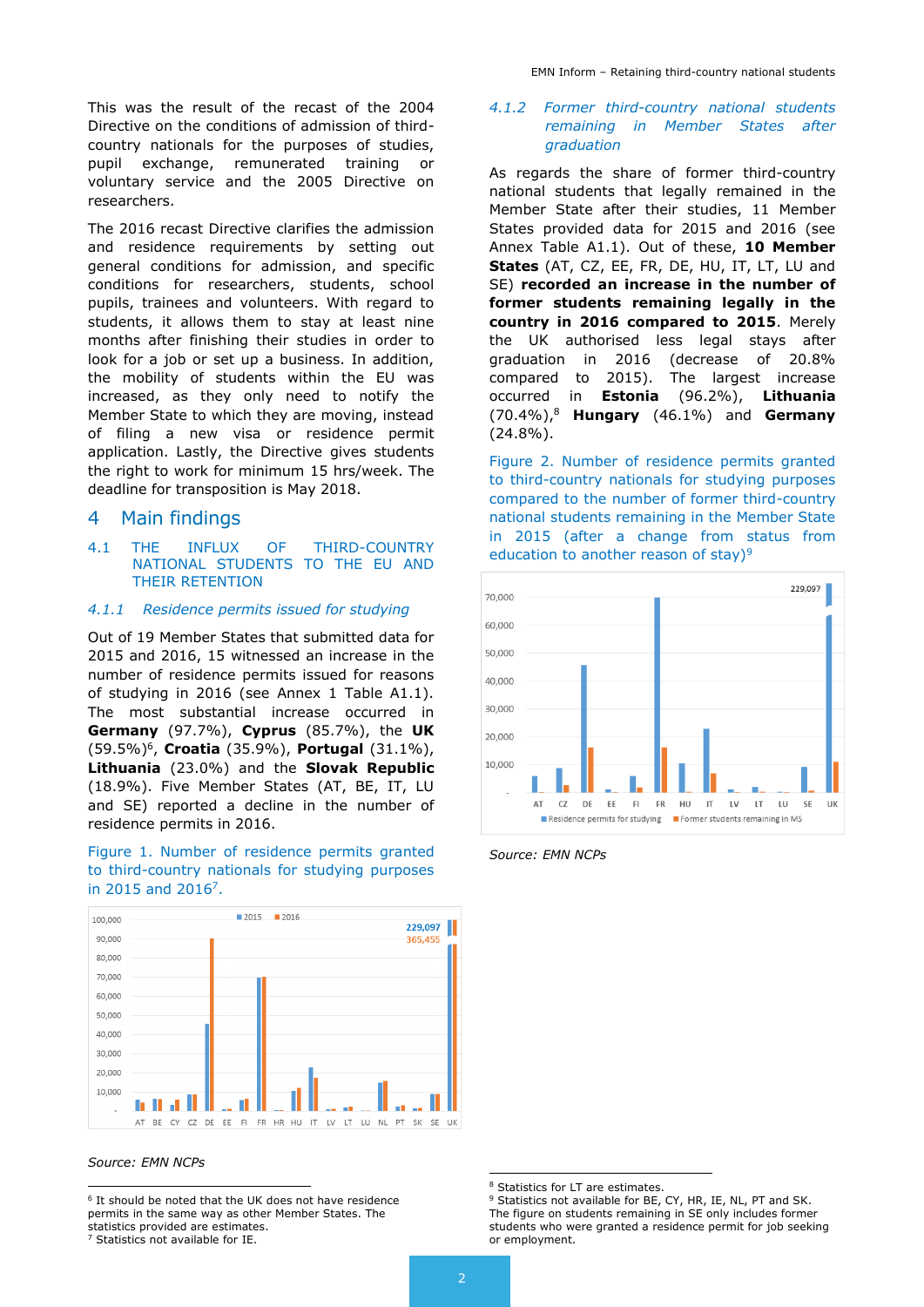This was the result of the recast of the 2004 Directive on the conditions of admission of third-country nationals for the purposes of studies, pupil exchange, remunerated training or voluntary service and the 2005 Directive on researchers.

The 2016 recast Directive clarifies the admission and residence requirements by setting out general conditions for admission, and specific conditions for researchers, students, school pupils, trainees and volunteers. With regard to students, it allows them to stay at least nine months after finishing their studies in order to look for a job or set up a business. In addition, the mobility of students within the EU was increased, as they only need to notify the Member State to which they are moving, instead of filing a new visa or residence permit application. Lastly, the Directive gives students the right to work for minimum 15 hrs/week. The deadline for transposition is May 2018.

# 4 Main findings

## 4.1 THE INFLUX OF THIRD-COUNTRY NATIONAL STUDENTS TO THE EU AND THEIR RETENTION

### *4.1.1 Residence permits issued for studying*

Out of 19 Member States that submitted data for 2015 and 2016, 15 witnessed an increase in the number of residence permits issued for reasons of studying in 2016 (see Annex 1 Table A1.1). The most substantial increase occurred in **Germany** (97.7%), **Cyprus** (85.7%), the **UK** (59.5%)[6], **Croatia** (35.9%), **Portugal** (31.1%), **Lithuania** (23.0%) and the **Slovak Republic** (18.9%). Five Member States (AT, BE, IT, LU and SE) reported a decline in the number of residence permits in 2016.

Figure 1. Number of residence permits granted to third-country nationals for studying purposes in 2015 and 2016[7].

*Source: EMN NCPs*

### *4.1.2 Former third-country national students remaining in Member States after graduation*

As regards the share of former third-country national students that legally remained in the Member State after their studies, 11 Member States provided data for 2015 and 2016 (see Annex Table A1.1). Out of these, **10 Member States** (AT, CZ, EE, FR, DE, HU, IT, LT, LU and SE) **recorded an increase in the number of former students remaining legally in the country in 2016 compared to 2015**. Merely the UK authorised less legal stays after graduation in 2016 (decrease of 20.8% compared to 2015). The largest increase occurred in **Estonia** (96.2%), **Lithuania** (70.4%),[8] **Hungary** (46.1%) and **Germany** (24.8%).

Figure 2. Number of residence permits granted to third-country nationals for studying purposes compared to the number of former third-country national students remaining in the Member State in 2015 (after a change from status from education to another reason of stay)[9]

*Source: EMN NCPs*

---

[6] It should be noted that the UK does not have residence permits in the same way as other Member States. The statistics provided are estimates.

[7] Statistics not available for IE.

[8] Statistics for LT are estimates.

[9] Statistics not available for BE, CY, HR, IE, NL, PT and SK. The figure on students remaining in SE only includes former students who were granted a residence permit for job seeking or employment.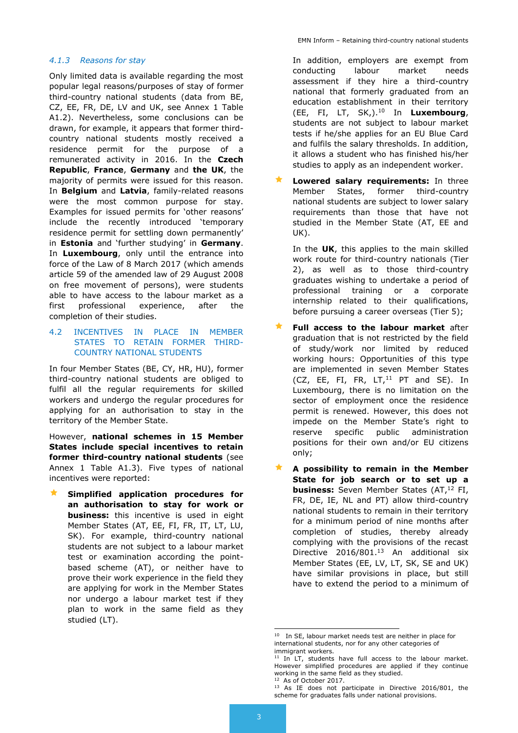### *4.1.3 Reasons for stay*

Only limited data is available regarding the most popular legal reasons/purposes of stay of former third-country national students (data from BE, CZ, EE, FR, DE, LV and UK, see Annex 1 Table A1.2). Nevertheless, some conclusions can be drawn, for example, it appears that former third-country national students mostly received a residence permit for the purpose of a remunerated activity in 2016. In the **Czech Republic**, **France**, **Germany** and **the UK**, the majority of permits were issued for this reason. In **Belgium** and **Latvia**, family-related reasons were the most common purpose for stay. Examples for issued permits for 'other reasons' include the recently introduced 'temporary residence permit for settling down permanently' in **Estonia** and 'further studying' in **Germany**. In **Luxembourg**, only until the entrance into force of the Law of 8 March 2017 (which amends article 59 of the amended law of 29 August 2008 on free movement of persons), were students able to have access to the labour market as a first professional experience, after the completion of their studies.

## 4.2 INCENTIVES IN PLACE IN MEMBER STATES TO RETAIN FORMER THIRD-COUNTRY NATIONAL STUDENTS

In four Member States (BE, CY, HR, HU), former third-country national students are obliged to fulfil all the regular requirements for skilled workers and undergo the regular procedures for applying for an authorisation to stay in the territory of the Member State.

However, **national schemes in 15 Member States include special incentives to retain former third-country national students** (see Annex 1 Table A1.3). Five types of national incentives were reported:

- **Simplified application procedures for an authorisation to stay for work or business:** this incentive is used in eight Member States (AT, EE, FI, FR, IT, LT, LU, SK). For example, third-country national students are not subject to a labour market test or examination according the point-based scheme (AT), or neither have to prove their work experience in the field they are applying for work in the Member States nor undergo a labour market test if they plan to work in the same field as they studied (LT).

  In addition, employers are exempt from conducting labour market needs assessment if they hire a third-country national that formerly graduated from an education establishment in their territory (EE, FI, LT, SK,).[10] In **Luxembourg**, students are not subject to labour market tests if he/she applies for an EU Blue Card and fulfils the salary thresholds. In addition, it allows a student who has finished his/her studies to apply as an independent worker.

- **Lowered salary requirements:** In three Member States, former third-country national students are subject to lower salary requirements than those that have not studied in the Member State (AT, EE and UK).

  In the **UK**, this applies to the main skilled work route for third-country nationals (Tier 2), as well as to those third-country graduates wishing to undertake a period of professional training or a corporate internship related to their qualifications, before pursuing a career overseas (Tier 5);

- **Full access to the labour market** after graduation that is not restricted by the field of study/work nor limited by reduced working hours: Opportunities of this type are implemented in seven Member States (CZ, EE, FI, FR, LT,[11] PT and SE). In Luxembourg, there is no limitation on the sector of employment once the residence permit is renewed. However, this does not impede on the Member State's right to reserve specific public administration positions for their own and/or EU citizens only;

- **A possibility to remain in the Member State for job search or to set up a business:** Seven Member States (AT,[12] FI, FR, DE, IE, NL and PT) allow third-country national students to remain in their territory for a minimum period of nine months after completion of studies, thereby already complying with the provisions of the recast Directive 2016/801.[13] An additional six Member States (EE, LV, LT, SK, SE and UK) have similar provisions in place, but still have to extend the period to a minimum of

---

[10] In SE, labour market needs test are neither in place for international students, nor for any other categories of immigrant workers.

[11] In LT, students have full access to the labour market. However simplified procedures are applied if they continue working in the same field as they studied.

[12] As of October 2017.

[13] As IE does not participate in Directive 2016/801, the scheme for graduates falls under national provisions.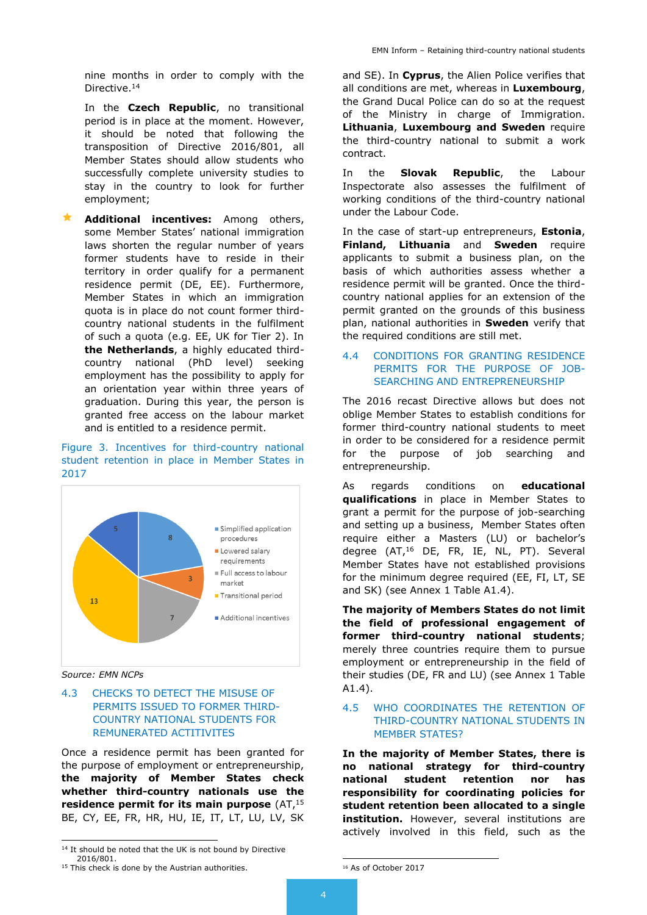nine months in order to comply with the Directive.[14]

In the **Czech Republic**, no transitional period is in place at the moment. However, it should be noted that following the transposition of Directive 2016/801, all Member States should allow students who successfully complete university studies to stay in the country to look for further employment;

- **Additional incentives:** Among others, some Member States' national immigration laws shorten the regular number of years former students have to reside in their territory in order qualify for a permanent residence permit (DE, EE). Furthermore, Member States in which an immigration quota is in place do not count former third-country national students in the fulfilment of such a quota (e.g. EE, UK for Tier 2). In **the Netherlands**, a highly educated third-country national (PhD level) seeking employment has the possibility to apply for an orientation year within three years of graduation. During this year, the person is granted free access on the labour market and is entitled to a residence permit.

Figure 3. Incentives for third-country national student retention in place in Member States in 2017

| Incentive | Number |
|---|---|
| Simplified application procedures | 8 |
| Lowered salary requirements | 3 |
| Full access to labour market | 7 |
| Transitional period | 13 |
| Additional incentives | 5 |

*Source: EMN NCPs*

## 4.3 CHECKS TO DETECT THE MISUSE OF PERMITS ISSUED TO FORMER THIRD-COUNTRY NATIONAL STUDENTS FOR REMUNERATED ACTITIVITES

Once a residence permit has been granted for the purpose of employment or entrepreneurship, **the majority of Member States check whether third-country nationals use the residence permit for its main purpose** (AT,[15] BE, CY, EE, FR, HR, HU, IE, IT, LT, LU, LV, SK and SE). In **Cyprus**, the Alien Police verifies that all conditions are met, whereas in **Luxembourg**, the Grand Ducal Police can do so at the request of the Ministry in charge of Immigration. **Lithuania**, **Luxembourg and Sweden** require the third-country national to submit a work contract.

In the **Slovak Republic**, the Labour Inspectorate also assesses the fulfilment of working conditions of the third-country national under the Labour Code.

In the case of start-up entrepreneurs, **Estonia**, **Finland, Lithuania** and **Sweden** require applicants to submit a business plan, on the basis of which authorities assess whether a residence permit will be granted. Once the third-country national applies for an extension of the permit granted on the grounds of this business plan, national authorities in **Sweden** verify that the required conditions are still met.

## 4.4 CONDITIONS FOR GRANTING RESIDENCE PERMITS FOR THE PURPOSE OF JOB-SEARCHING AND ENTREPRENEURSHIP

The 2016 recast Directive allows but does not oblige Member States to establish conditions for former third-country national students to meet in order to be considered for a residence permit for the purpose of job searching and entrepreneurship.

As regards conditions on **educational qualifications** in place in Member States to grant a permit for the purpose of job-searching and setting up a business, Member States often require either a Masters (LU) or bachelor's degree (AT,[16] DE, FR, IE, NL, PT). Several Member States have not established provisions for the minimum degree required (EE, FI, LT, SE and SK) (see Annex 1 Table A1.4).

**The majority of Members States do not limit the field of professional engagement of former third-country national students**; merely three countries require them to pursue employment or entrepreneurship in the field of their studies (DE, FR and LU) (see Annex 1 Table A1.4).

## 4.5 WHO COORDINATES THE RETENTION OF THIRD-COUNTRY NATIONAL STUDENTS IN MEMBER STATES?

**In the majority of Member States, there is no national strategy for third-country national student retention nor has responsibility for coordinating policies for student retention been allocated to a single institution.** However, several institutions are actively involved in this field, such as the

---

[14] It should be noted that the UK is not bound by Directive 2016/801.

[15] This check is done by the Austrian authorities.

[16] As of October 2017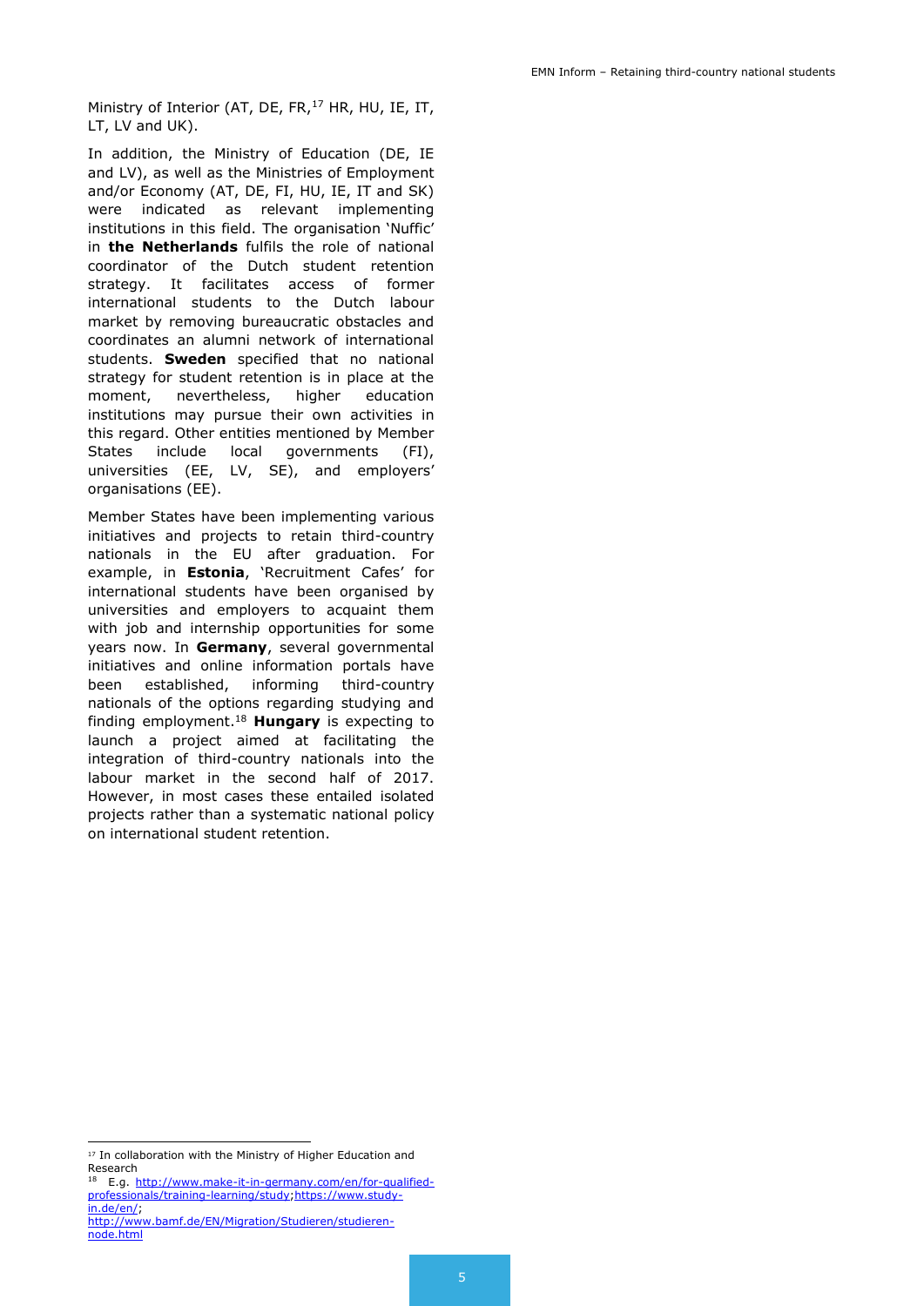Ministry of Interior (AT, DE, FR,[17] HR, HU, IE, IT, LT, LV and UK).

In addition, the Ministry of Education (DE, IE and LV), as well as the Ministries of Employment and/or Economy (AT, DE, FI, HU, IE, IT and SK) were indicated as relevant implementing institutions in this field. The organisation 'Nuffic' in **the Netherlands** fulfils the role of national coordinator of the Dutch student retention strategy. It facilitates access of former international students to the Dutch labour market by removing bureaucratic obstacles and coordinates an alumni network of international students. **Sweden** specified that no national strategy for student retention is in place at the moment, nevertheless, higher education institutions may pursue their own activities in this regard. Other entities mentioned by Member States include local governments (FI), universities (EE, LV, SE), and employers' organisations (EE).

Member States have been implementing various initiatives and projects to retain third-country nationals in the EU after graduation. For example, in **Estonia**, 'Recruitment Cafes' for international students have been organised by universities and employers to acquaint them with job and internship opportunities for some years now. In **Germany**, several governmental initiatives and online information portals have been established, informing third-country nationals of the options regarding studying and finding employment.[18] **Hungary** is expecting to launch a project aimed at facilitating the integration of third-country nationals into the labour market in the second half of 2017. However, in most cases these entailed isolated projects rather than a systematic national policy on international student retention.

---

[17] In collaboration with the Ministry of Higher Education and Research

[18] E.g. http://www.make-it-in-germany.com/en/for-qualified-professionals/training-learning/study;https://www.study-in.de/en/; http://www.bamf.de/EN/Migration/Studieren/studieren-node.html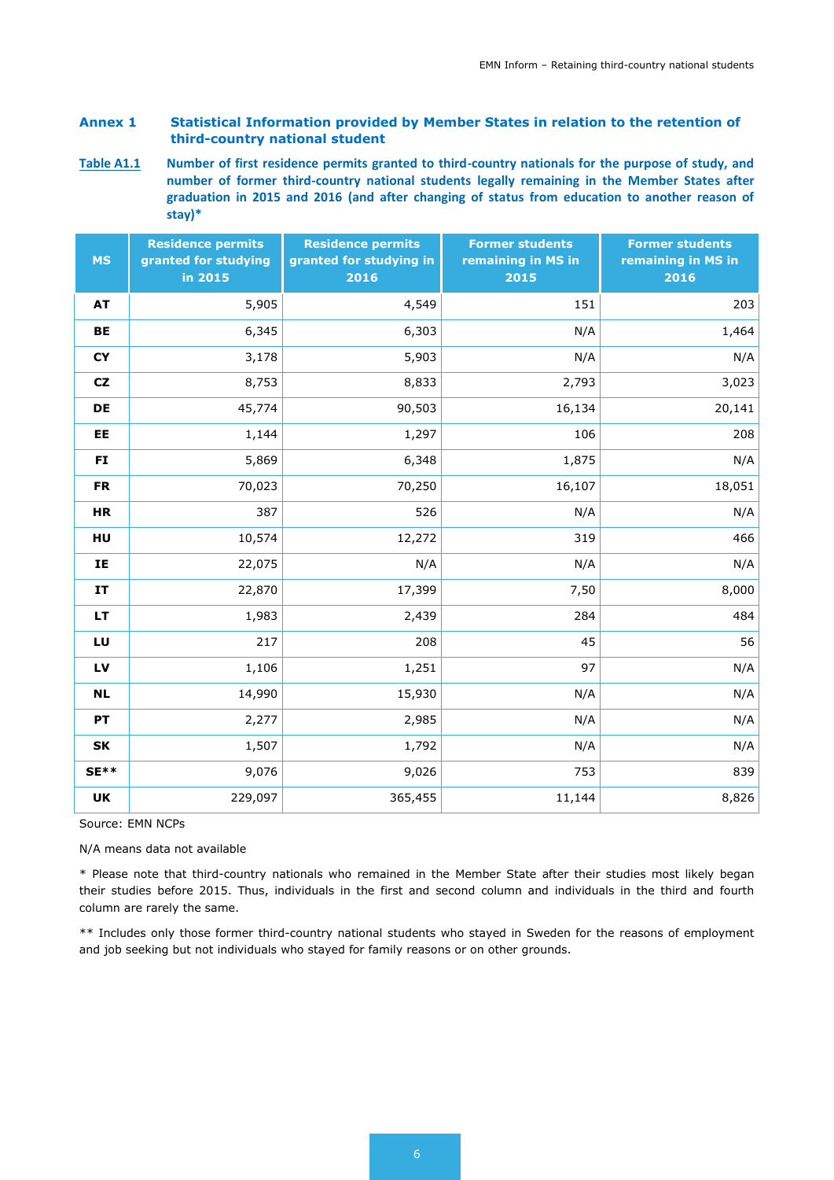## Annex 1 Statistical Information provided by Member States in relation to the retention of third-country national student

**Table A1.1** **Number of first residence permits granted to third-country nationals for the purpose of study, and number of former third-country national students legally remaining in the Member States after graduation in 2015 and 2016 (and after changing of status from education to another reason of stay)***

| MS | Residence permits granted for studying in 2015 | Residence permits granted for studying in 2016 | Former students remaining in MS in 2015 | Former students remaining in MS in 2016 |
|---|---|---|---|---|
| **AT** | 5,905 | 4,549 | 151 | 203 |
| **BE** | 6,345 | 6,303 | N/A | 1,464 |
| **CY** | 3,178 | 5,903 | N/A | N/A |
| **CZ** | 8,753 | 8,833 | 2,793 | 3,023 |
| **DE** | 45,774 | 90,503 | 16,134 | 20,141 |
| **EE** | 1,144 | 1,297 | 106 | 208 |
| **FI** | 5,869 | 6,348 | 1,875 | N/A |
| **FR** | 70,023 | 70,250 | 16,107 | 18,051 |
| **HR** | 387 | 526 | N/A | N/A |
| **HU** | 10,574 | 12,272 | 319 | 466 |
| **IE** | 22,075 | N/A | N/A | N/A |
| **IT** | 22,870 | 17,399 | 7,50 | 8,000 |
| **LT** | 1,983 | 2,439 | 284 | 484 |
| **LU** | 217 | 208 | 45 | 56 |
| **LV** | 1,106 | 1,251 | 97 | N/A |
| **NL** | 14,990 | 15,930 | N/A | N/A |
| **PT** | 2,277 | 2,985 | N/A | N/A |
| **SK** | 1,507 | 1,792 | N/A | N/A |
| **SE**** | 9,076 | 9,026 | 753 | 839 |
| **UK** | 229,097 | 365,455 | 11,144 | 8,826 |

Source: EMN NCPs

N/A means data not available

* Please note that third-country nationals who remained in the Member State after their studies most likely began their studies before 2015. Thus, individuals in the first and second column and individuals in the third and fourth column are rarely the same.

** Includes only those former third-country national students who stayed in Sweden for the reasons of employment and job seeking but not individuals who stayed for family reasons or on other grounds.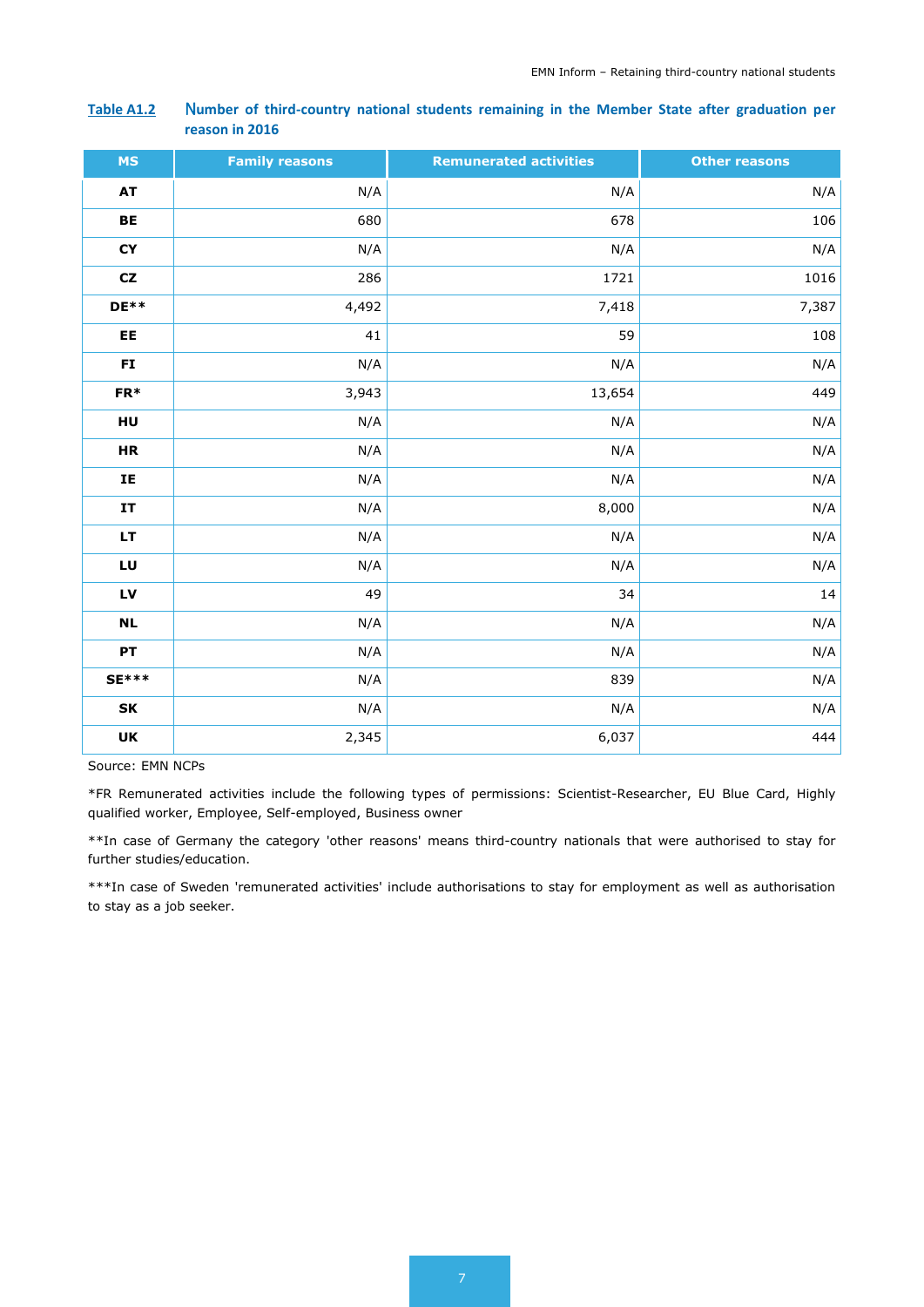**Table A1.2** Number of third-country national students remaining in the Member State after graduation per reason in 2016

| MS | Family reasons | Remunerated activities | Other reasons |
|---|---|---|---|
| AT | N/A | N/A | N/A |
| BE | 680 | 678 | 106 |
| CY | N/A | N/A | N/A |
| CZ | 286 | 1721 | 1016 |
| DE** | 4,492 | 7,418 | 7,387 |
| EE | 41 | 59 | 108 |
| FI | N/A | N/A | N/A |
| FR* | 3,943 | 13,654 | 449 |
| HU | N/A | N/A | N/A |
| HR | N/A | N/A | N/A |
| IE | N/A | N/A | N/A |
| IT | N/A | 8,000 | N/A |
| LT | N/A | N/A | N/A |
| LU | N/A | N/A | N/A |
| LV | 49 | 34 | 14 |
| NL | N/A | N/A | N/A |
| PT | N/A | N/A | N/A |
| SE*** | N/A | 839 | N/A |
| SK | N/A | N/A | N/A |
| UK | 2,345 | 6,037 | 444 |

Source: EMN NCPs

*FR Remunerated activities include the following types of permissions: Scientist-Researcher, EU Blue Card, Highly qualified worker, Employee, Self-employed, Business owner

**In case of Germany the category 'other reasons' means third-country nationals that were authorised to stay for further studies/education.

***In case of Sweden 'remunerated activities' include authorisations to stay for employment as well as authorisation to stay as a job seeker.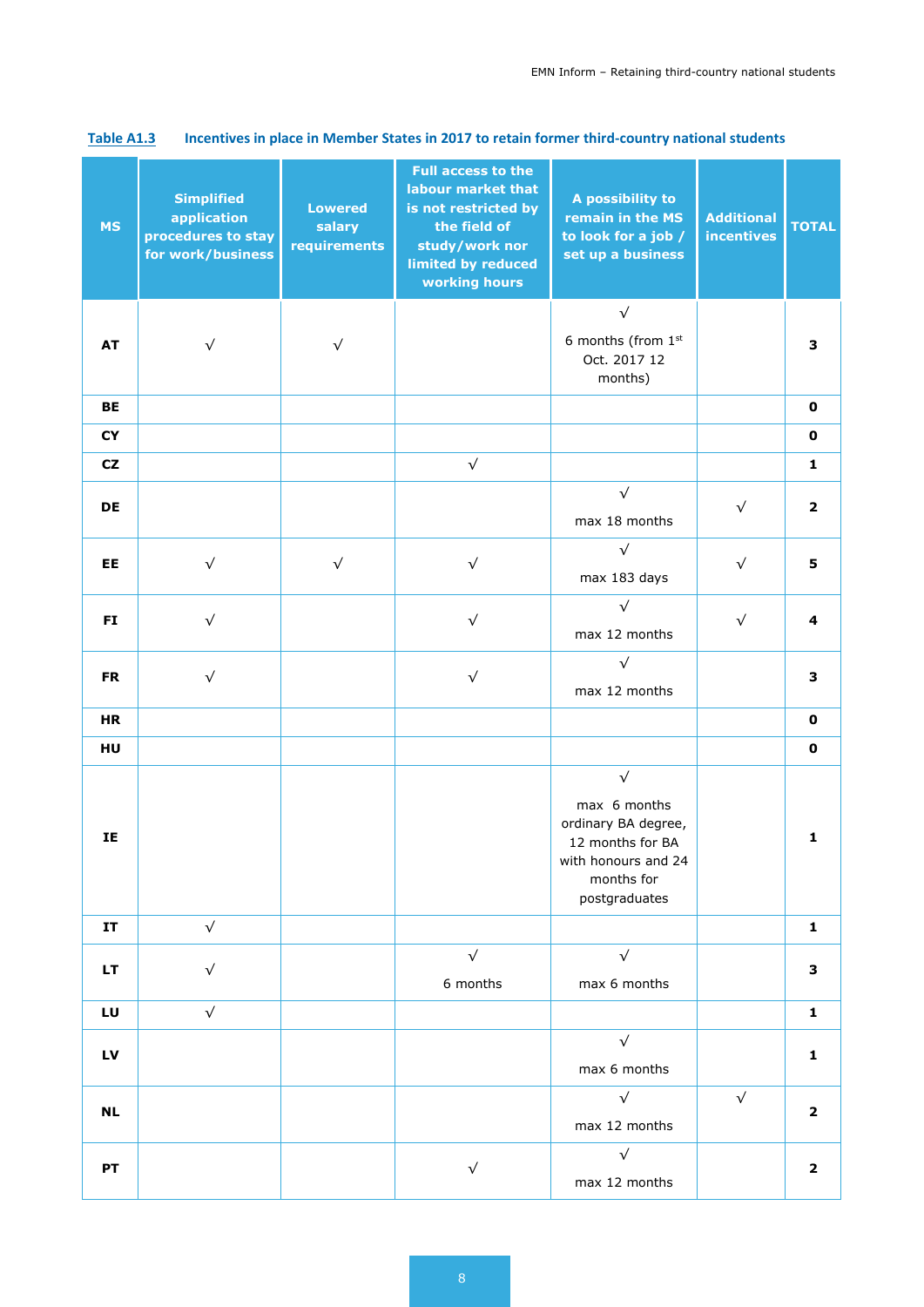**Table A1.3 Incentives in place in Member States in 2017 to retain former third-country national students**

| MS | Simplified application procedures to stay for work/business | Lowered salary requirements | Full access to the labour market that is not restricted by the field of study/work nor limited by reduced working hours | A possibility to remain in the MS to look for a job / set up a business | Additional incentives | TOTAL |
|---|---|---|---|---|---|---|
| **AT** | √ | √ | | √ 6 months (from 1st Oct. 2017 12 months) | | **3** |
| **BE** | | | | | | **0** |
| **CY** | | | | | | **0** |
| **CZ** | | | √ | | | **1** |
| **DE** | | | | √ max 18 months | √ | **2** |
| **EE** | √ | √ | √ | √ max 183 days | √ | **5** |
| **FI** | √ | | √ | √ max 12 months | √ | **4** |
| **FR** | √ | | √ | √ max 12 months | | **3** |
| **HR** | | | | | | **0** |
| **HU** | | | | | | **0** |
| **IE** | | | | √ max 6 months ordinary BA degree, 12 months for BA with honours and 24 months for postgraduates | | **1** |
| **IT** | √ | | | | | **1** |
| **LT** | √ | | √ 6 months | √ max 6 months | | **3** |
| **LU** | √ | | | | | **1** |
| **LV** | | | | √ max 6 months | | **1** |
| **NL** | | | | √ max 12 months | √ | **2** |
| **PT** | | | √ | √ max 12 months | | **2** |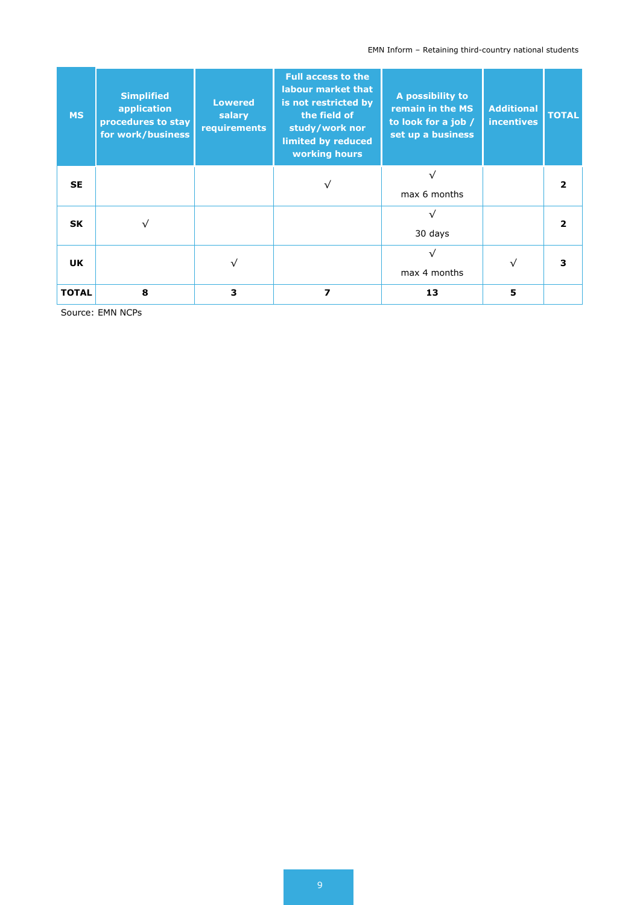| MS | Simplified application procedures to stay for work/business | Lowered salary requirements | Full access to the labour market that is not restricted by the field of study/work nor limited by reduced working hours | A possibility to remain in the MS to look for a job / set up a business | Additional incentives | TOTAL |
|---|---|---|---|---|---|---|
| **SE** | | | √ | √ max 6 months | | **2** |
| **SK** | √ | | | √ 30 days | | **2** |
| **UK** | | √ | | √ max 4 months | √ | **3** |
| **TOTAL** | **8** | **3** | **7** | **13** | **5** | |

Source: EMN NCPs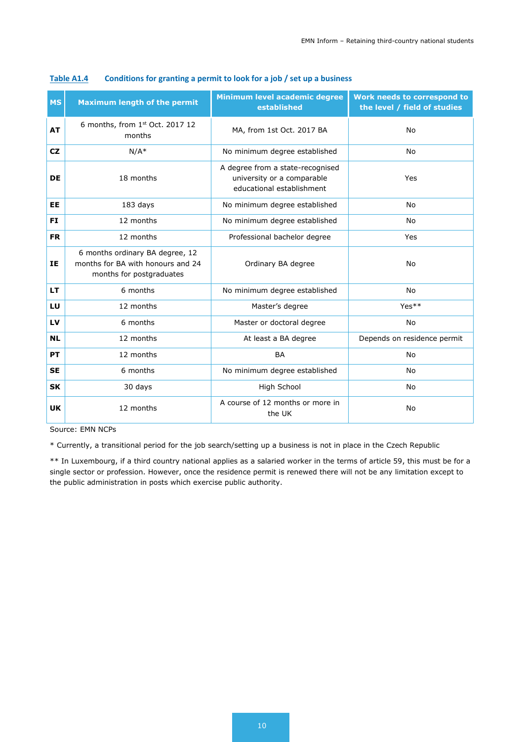**Table A1.4 Conditions for granting a permit to look for a job / set up a business**

| MS | Maximum length of the permit | Minimum level academic degree established | Work needs to correspond to the level / field of studies |
|---|---|---|---|
| **AT** | 6 months, from 1st Oct. 2017 12 months | MA, from 1st Oct. 2017 BA | No |
| **CZ** | N/A* | No minimum degree established | No |
| **DE** | 18 months | A degree from a state-recognised university or a comparable educational establishment | Yes |
| **EE** | 183 days | No minimum degree established | No |
| **FI** | 12 months | No minimum degree established | No |
| **FR** | 12 months | Professional bachelor degree | Yes |
| **IE** | 6 months ordinary BA degree, 12 months for BA with honours and 24 months for postgraduates | Ordinary BA degree | No |
| **LT** | 6 months | No minimum degree established | No |
| **LU** | 12 months | Master's degree | Yes** |
| **LV** | 6 months | Master or doctoral degree | No |
| **NL** | 12 months | At least a BA degree | Depends on residence permit |
| **PT** | 12 months | BA | No |
| **SE** | 6 months | No minimum degree established | No |
| **SK** | 30 days | High School | No |
| **UK** | 12 months | A course of 12 months or more in the UK | No |

Source: EMN NCPs

* Currently, a transitional period for the job search/setting up a business is not in place in the Czech Republic

** In Luxembourg, if a third country national applies as a salaried worker in the terms of article 59, this must be for a single sector or profession. However, once the residence permit is renewed there will not be any limitation except to the public administration in posts which exercise public authority.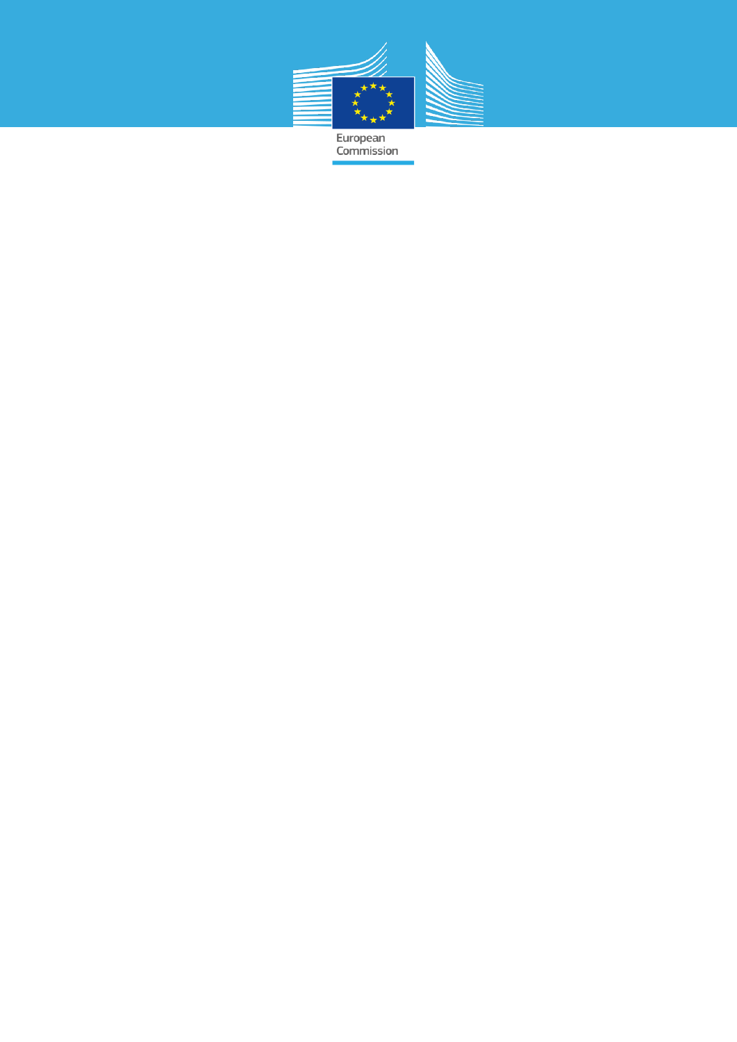European
Commission